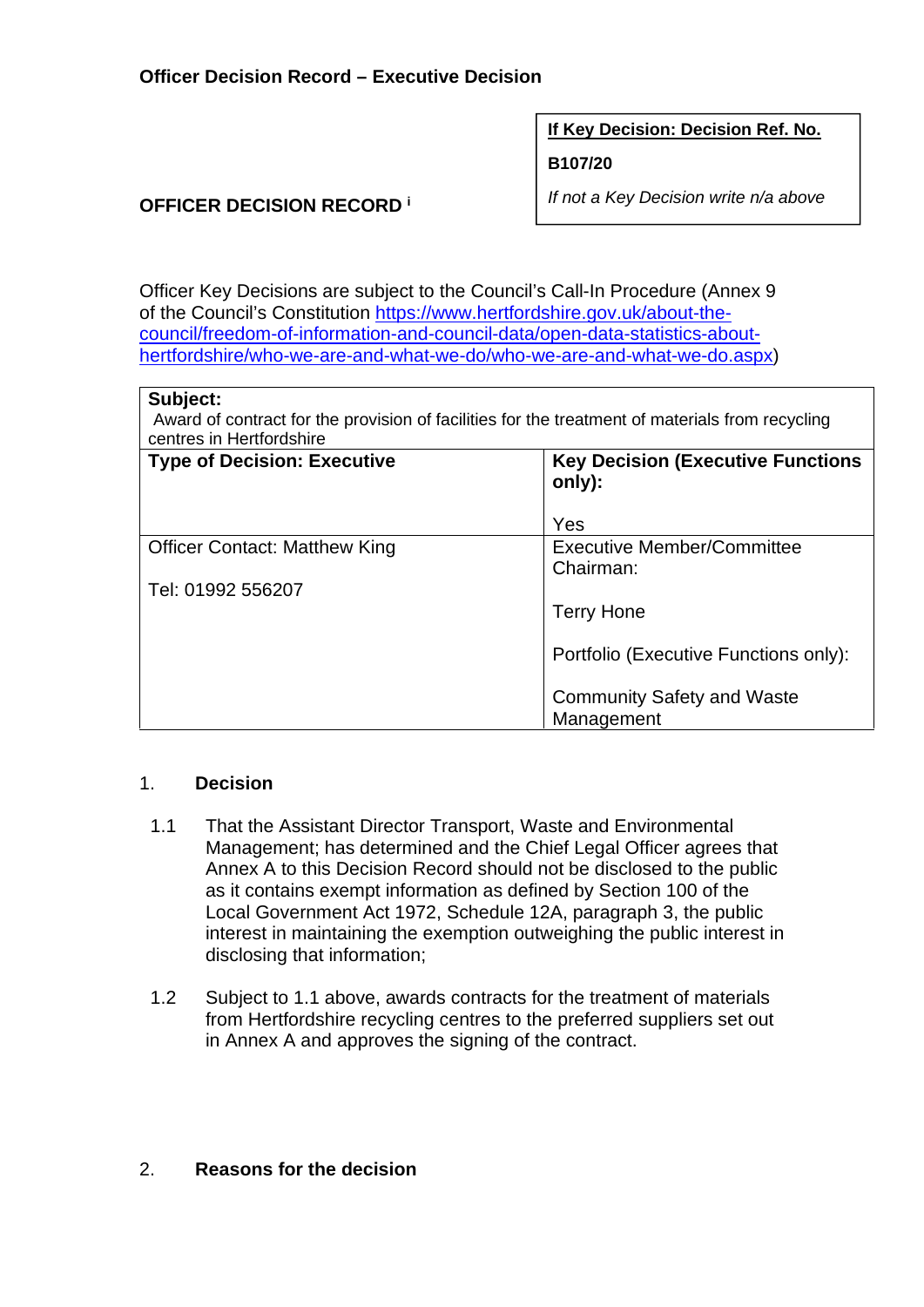**Officer Decision Record – Executive Decision**

| If Key Decision: Decision Ref. No. |
|---|
| **B107/20** |
| *If not a Key Decision write n/a above* |

**OFFICER DECISION RECORD** [i]

Officer Key Decisions are subject to the Council's Call-In Procedure (Annex 9 of the Council's Constitution [https://www.hertfordshire.gov.uk/about-the-council/freedom-of-information-and-council-data/open-data-statistics-about-hertfordshire/who-we-are-and-what-we-do/who-we-are-and-what-we-do.aspx](https://www.hertfordshire.gov.uk/about-the-council/freedom-of-information-and-council-data/open-data-statistics-about-hertfordshire/who-we-are-and-what-we-do/who-we-are-and-what-we-do.aspx))

| **Subject:** Award of contract for the provision of facilities for the treatment of materials from recycling centres in Hertfordshire | |
|---|---|
| **Type of Decision: Executive** | **Key Decision (Executive Functions only):** Yes |
| Officer Contact: Matthew King<br><br>Tel: 01992 556207 | Executive Member/Committee Chairman:<br><br>Terry Hone<br><br>Portfolio (Executive Functions only):<br><br>Community Safety and Waste Management |

1. **Decision**

1.1 That the Assistant Director Transport, Waste and Environmental Management; has determined and the Chief Legal Officer agrees that Annex A to this Decision Record should not be disclosed to the public as it contains exempt information as defined by Section 100 of the Local Government Act 1972, Schedule 12A, paragraph 3, the public interest in maintaining the exemption outweighing the public interest in disclosing that information;

1.2 Subject to 1.1 above, awards contracts for the treatment of materials from Hertfordshire recycling centres to the preferred suppliers set out in Annex A and approves the signing of the contract.

2. **Reasons for the decision**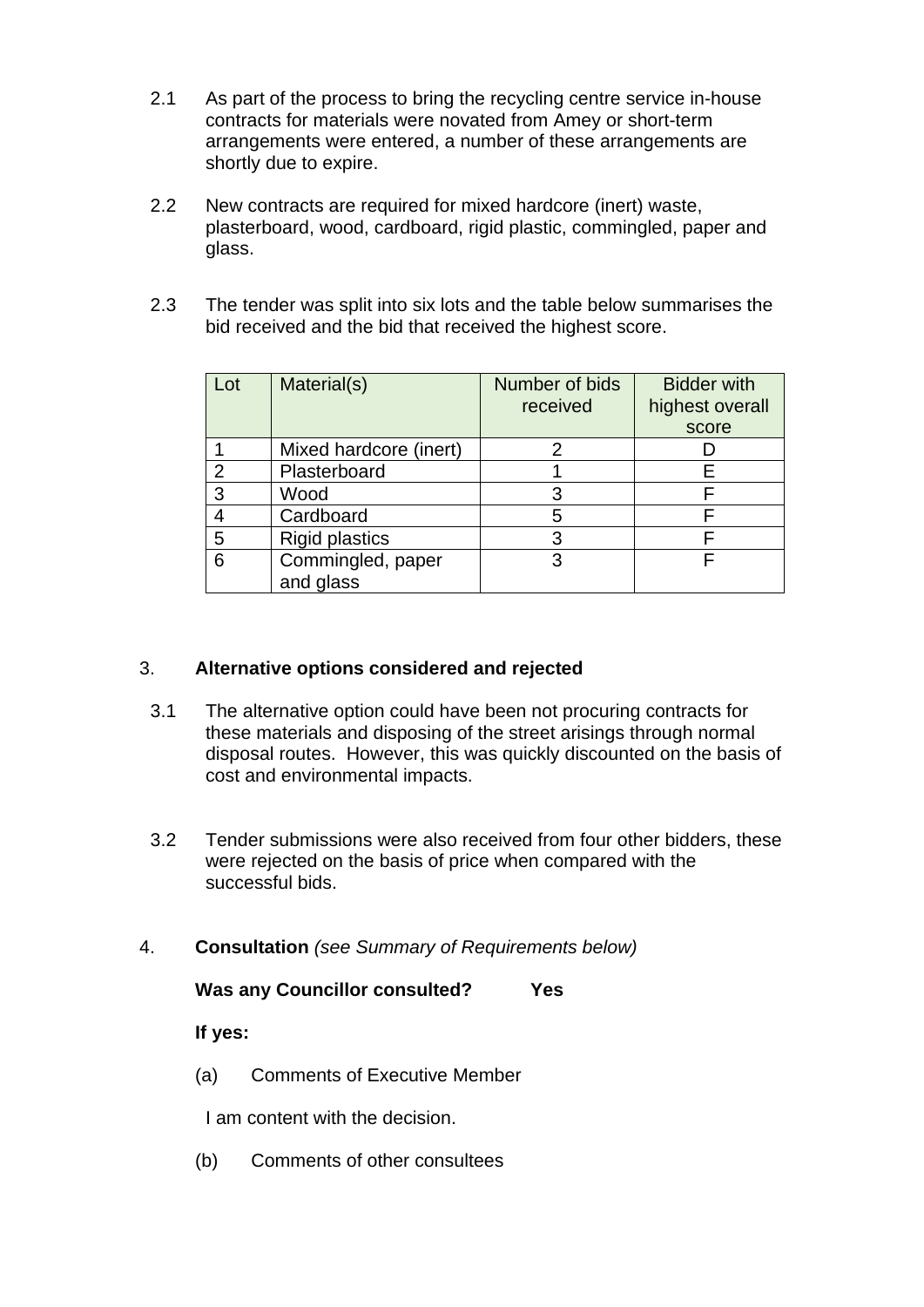2.1 As part of the process to bring the recycling centre service in-house contracts for materials were novated from Amey or short-term arrangements were entered, a number of these arrangements are shortly due to expire.

2.2 New contracts are required for mixed hardcore (inert) waste, plasterboard, wood, cardboard, rigid plastic, commingled, paper and glass.

2.3 The tender was split into six lots and the table below summarises the bid received and the bid that received the highest score.

| Lot | Material(s) | Number of bids received | Bidder with highest overall score |
|---|---|---|---|
| 1 | Mixed hardcore (inert) | 2 | D |
| 2 | Plasterboard | 1 | E |
| 3 | Wood | 3 | F |
| 4 | Cardboard | 5 | F |
| 5 | Rigid plastics | 3 | F |
| 6 | Commingled, paper and glass | 3 | F |

## 3. Alternative options considered and rejected

3.1 The alternative option could have been not procuring contracts for these materials and disposing of the street arisings through normal disposal routes. However, this was quickly discounted on the basis of cost and environmental impacts.

3.2 Tender submissions were also received from four other bidders, these were rejected on the basis of price when compared with the successful bids.

## 4. Consultation *(see Summary of Requirements below)*

**Was any Councillor consulted? Yes**

**If yes:**

(a) Comments of Executive Member

I am content with the decision.

(b) Comments of other consultees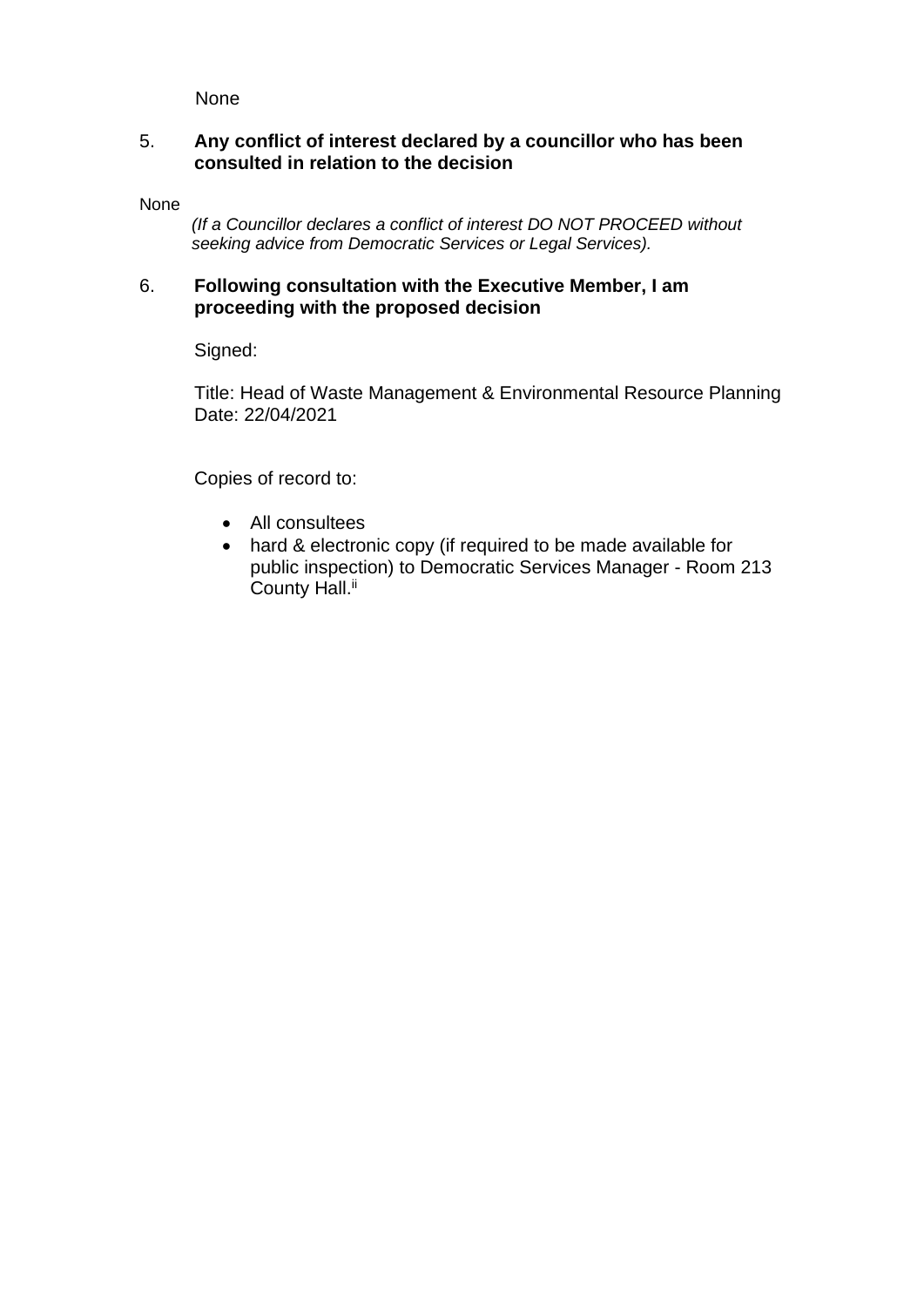None

5. **Any conflict of interest declared by a councillor who has been consulted in relation to the decision**

None

*(If a Councillor declares a conflict of interest DO NOT PROCEED without seeking advice from Democratic Services or Legal Services).*

6. **Following consultation with the Executive Member, I am proceeding with the proposed decision**

Signed:

Title: Head of Waste Management & Environmental Resource Planning
Date: 22/04/2021

Copies of record to:

- All consultees
- hard & electronic copy (if required to be made available for public inspection) to Democratic Services Manager - Room 213 County Hall.[ii]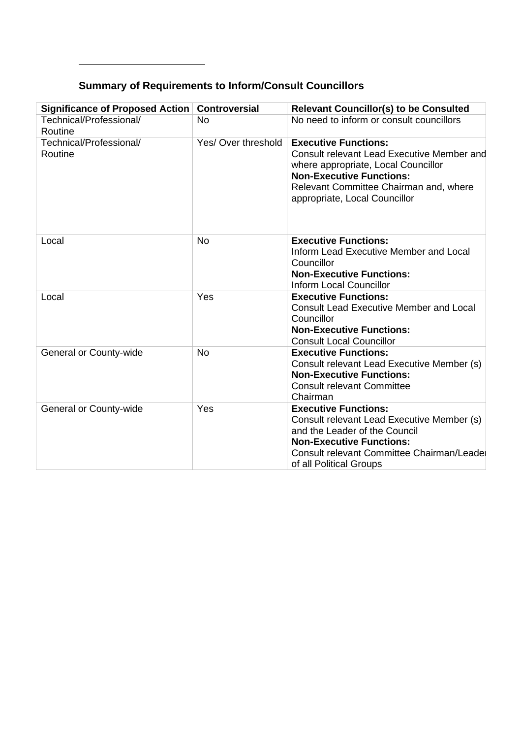## Summary of Requirements to Inform/Consult Councillors

| Significance of Proposed Action | Controversial | Relevant Councillor(s) to be Consulted |
|---|---|---|
| Technical/Professional/ Routine | No | No need to inform or consult councillors |
| Technical/Professional/ Routine | Yes/ Over threshold | **Executive Functions:** Consult relevant Lead Executive Member and where appropriate, Local Councillor **Non-Executive Functions:** Relevant Committee Chairman and, where appropriate, Local Councillor |
| Local | No | **Executive Functions:** Inform Lead Executive Member and Local Councillor **Non-Executive Functions:** Inform Local Councillor |
| Local | Yes | **Executive Functions:** Consult Lead Executive Member and Local Councillor **Non-Executive Functions:** Consult Local Councillor |
| General or County-wide | No | **Executive Functions:** Consult relevant Lead Executive Member (s) **Non-Executive Functions:** Consult relevant Committee Chairman |
| General or County-wide | Yes | **Executive Functions:** Consult relevant Lead Executive Member (s) and the Leader of the Council **Non-Executive Functions:** Consult relevant Committee Chairman/Leader of all Political Groups |